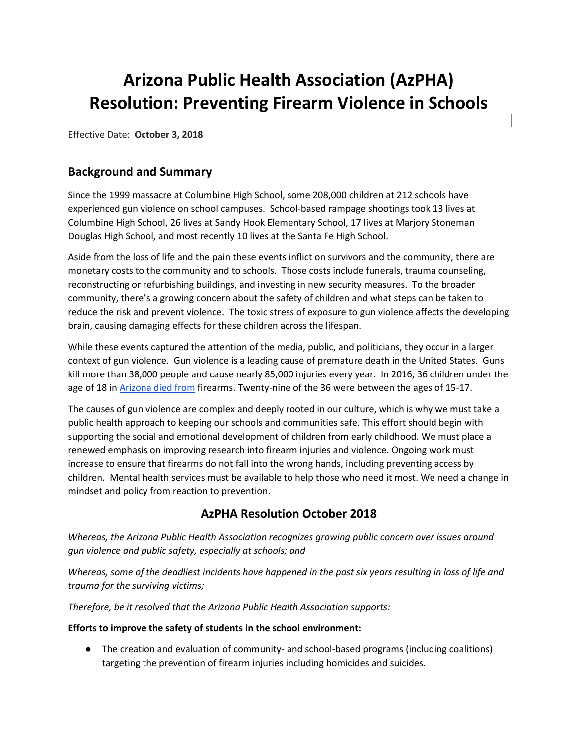# Arizona Public Health Association (AzPHA) Resolution: Preventing Firearm Violence in Schools

Effective Date: **October 3, 2018**

## Background and Summary

Since the 1999 massacre at Columbine High School, some 208,000 children at 212 schools have experienced gun violence on school campuses. School-based rampage shootings took 13 lives at Columbine High School, 26 lives at Sandy Hook Elementary School, 17 lives at Marjory Stoneman Douglas High School, and most recently 10 lives at the Santa Fe High School.

Aside from the loss of life and the pain these events inflict on survivors and the community, there are monetary costs to the community and to schools. Those costs include funerals, trauma counseling, reconstructing or refurbishing buildings, and investing in new security measures. To the broader community, there's a growing concern about the safety of children and what steps can be taken to reduce the risk and prevent violence. The toxic stress of exposure to gun violence affects the developing brain, causing damaging effects for these children across the lifespan.

While these events captured the attention of the media, public, and politicians, they occur in a larger context of gun violence. Gun violence is a leading cause of premature death in the United States. Guns kill more than 38,000 people and cause nearly 85,000 injuries every year. In 2016, 36 children under the age of 18 in Arizona died from firearms. Twenty-nine of the 36 were between the ages of 15-17.

The causes of gun violence are complex and deeply rooted in our culture, which is why we must take a public health approach to keeping our schools and communities safe. This effort should begin with supporting the social and emotional development of children from early childhood. We must place a renewed emphasis on improving research into firearm injuries and violence. Ongoing work must increase to ensure that firearms do not fall into the wrong hands, including preventing access by children. Mental health services must be available to help those who need it most. We need a change in mindset and policy from reaction to prevention.

## AzPHA Resolution October 2018

*Whereas, the Arizona Public Health Association recognizes growing public concern over issues around gun violence and public safety, especially at schools; and*

*Whereas, some of the deadliest incidents have happened in the past six years resulting in loss of life and trauma for the surviving victims;*

*Therefore, be it resolved that the Arizona Public Health Association supports:*

**Efforts to improve the safety of students in the school environment:**

- The creation and evaluation of community- and school-based programs (including coalitions) targeting the prevention of firearm injuries including homicides and suicides.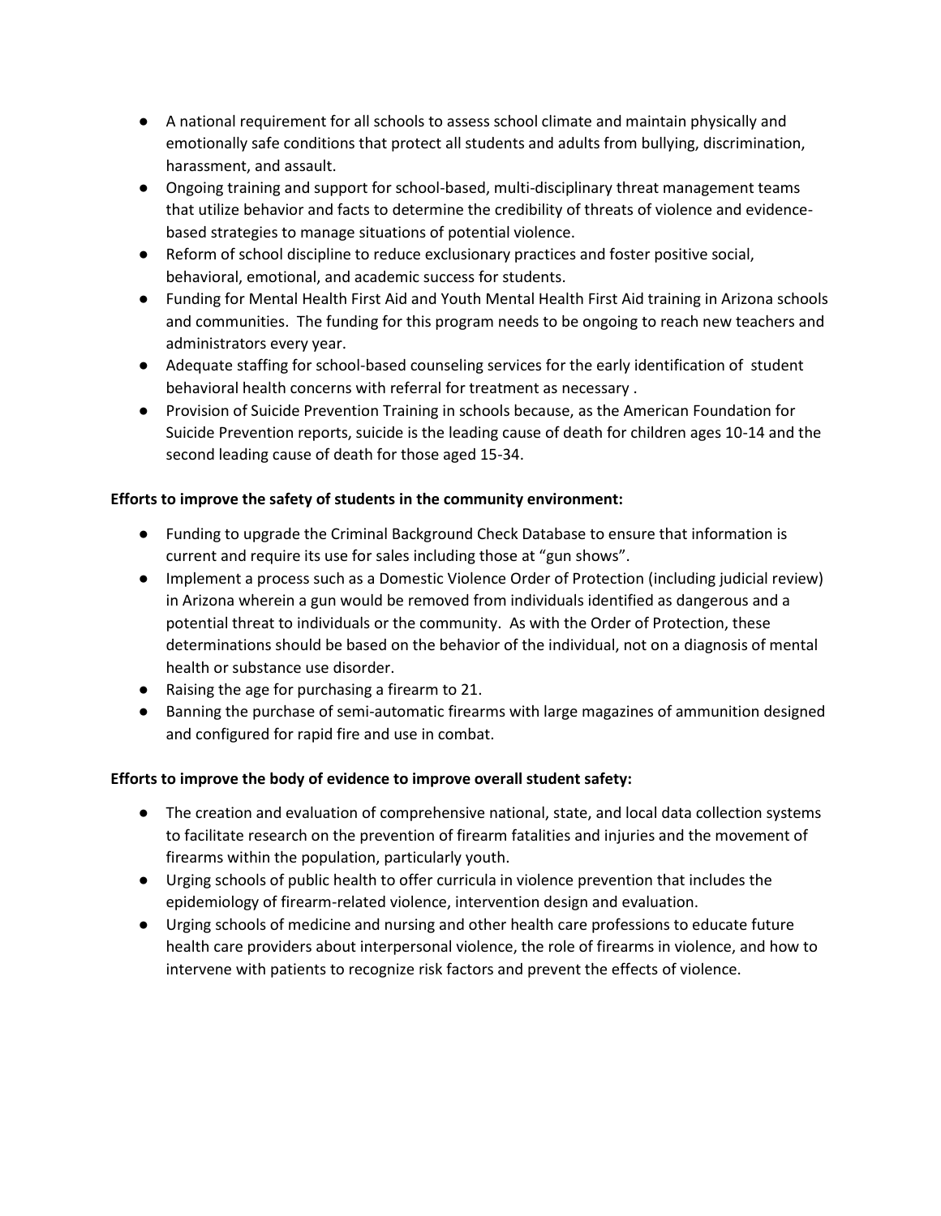- A national requirement for all schools to assess school climate and maintain physically and emotionally safe conditions that protect all students and adults from bullying, discrimination, harassment, and assault.
- Ongoing training and support for school-based, multi-disciplinary threat management teams that utilize behavior and facts to determine the credibility of threats of violence and evidence-based strategies to manage situations of potential violence.
- Reform of school discipline to reduce exclusionary practices and foster positive social, behavioral, emotional, and academic success for students.
- Funding for Mental Health First Aid and Youth Mental Health First Aid training in Arizona schools and communities. The funding for this program needs to be ongoing to reach new teachers and administrators every year.
- Adequate staffing for school-based counseling services for the early identification of student behavioral health concerns with referral for treatment as necessary .
- Provision of Suicide Prevention Training in schools because, as the American Foundation for Suicide Prevention reports, suicide is the leading cause of death for children ages 10-14 and the second leading cause of death for those aged 15-34.

**Efforts to improve the safety of students in the community environment:**

- Funding to upgrade the Criminal Background Check Database to ensure that information is current and require its use for sales including those at "gun shows".
- Implement a process such as a Domestic Violence Order of Protection (including judicial review) in Arizona wherein a gun would be removed from individuals identified as dangerous and a potential threat to individuals or the community. As with the Order of Protection, these determinations should be based on the behavior of the individual, not on a diagnosis of mental health or substance use disorder.
- Raising the age for purchasing a firearm to 21.
- Banning the purchase of semi-automatic firearms with large magazines of ammunition designed and configured for rapid fire and use in combat.

**Efforts to improve the body of evidence to improve overall student safety:**

- The creation and evaluation of comprehensive national, state, and local data collection systems to facilitate research on the prevention of firearm fatalities and injuries and the movement of firearms within the population, particularly youth.
- Urging schools of public health to offer curricula in violence prevention that includes the epidemiology of firearm-related violence, intervention design and evaluation.
- Urging schools of medicine and nursing and other health care professions to educate future health care providers about interpersonal violence, the role of firearms in violence, and how to intervene with patients to recognize risk factors and prevent the effects of violence.